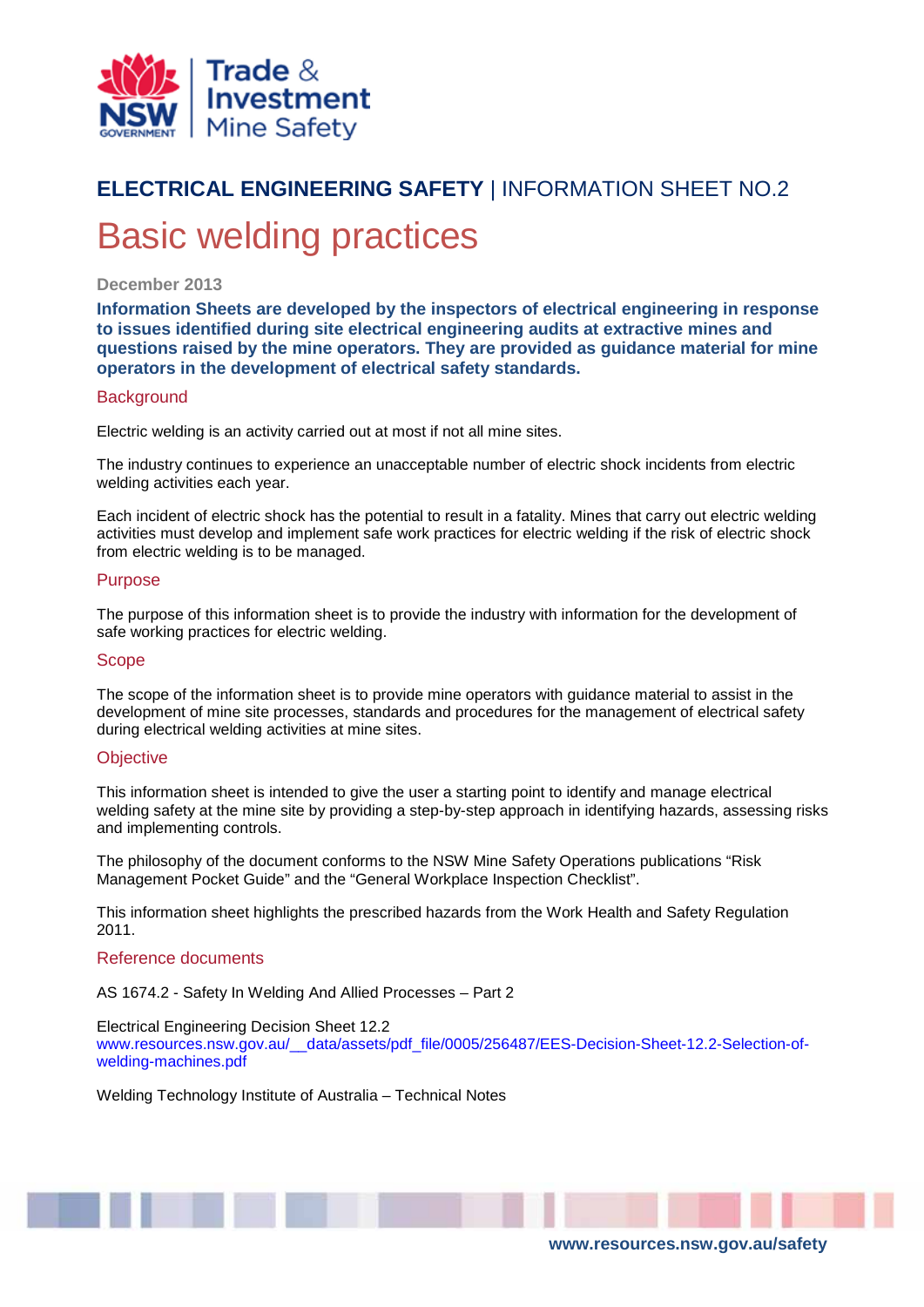**ELECTRICAL ENGINEERING SAFETY** | INFORMATION SHEET NO.2

# Basic welding practices

December 2013

**Information Sheets are developed by the inspectors of electrical engineering in response to issues identified during site electrical engineering audits at extractive mines and questions raised by the mine operators. They are provided as guidance material for mine operators in the development of electrical safety standards.**

## Background

Electric welding is an activity carried out at most if not all mine sites.

The industry continues to experience an unacceptable number of electric shock incidents from electric welding activities each year.

Each incident of electric shock has the potential to result in a fatality. Mines that carry out electric welding activities must develop and implement safe work practices for electric welding if the risk of electric shock from electric welding is to be managed.

## Purpose

The purpose of this information sheet is to provide the industry with information for the development of safe working practices for electric welding.

## Scope

The scope of the information sheet is to provide mine operators with guidance material to assist in the development of mine site processes, standards and procedures for the management of electrical safety during electrical welding activities at mine sites.

## Objective

This information sheet is intended to give the user a starting point to identify and manage electrical welding safety at the mine site by providing a step-by-step approach in identifying hazards, assessing risks and implementing controls.

The philosophy of the document conforms to the NSW Mine Safety Operations publications "Risk Management Pocket Guide" and the "General Workplace Inspection Checklist".

This information sheet highlights the prescribed hazards from the Work Health and Safety Regulation 2011.

## Reference documents

AS 1674.2 - Safety In Welding And Allied Processes – Part 2

Electrical Engineering Decision Sheet 12.2
www.resources.nsw.gov.au/__data/assets/pdf_file/0005/256487/EES-Decision-Sheet-12.2-Selection-of-welding-machines.pdf

Welding Technology Institute of Australia – Technical Notes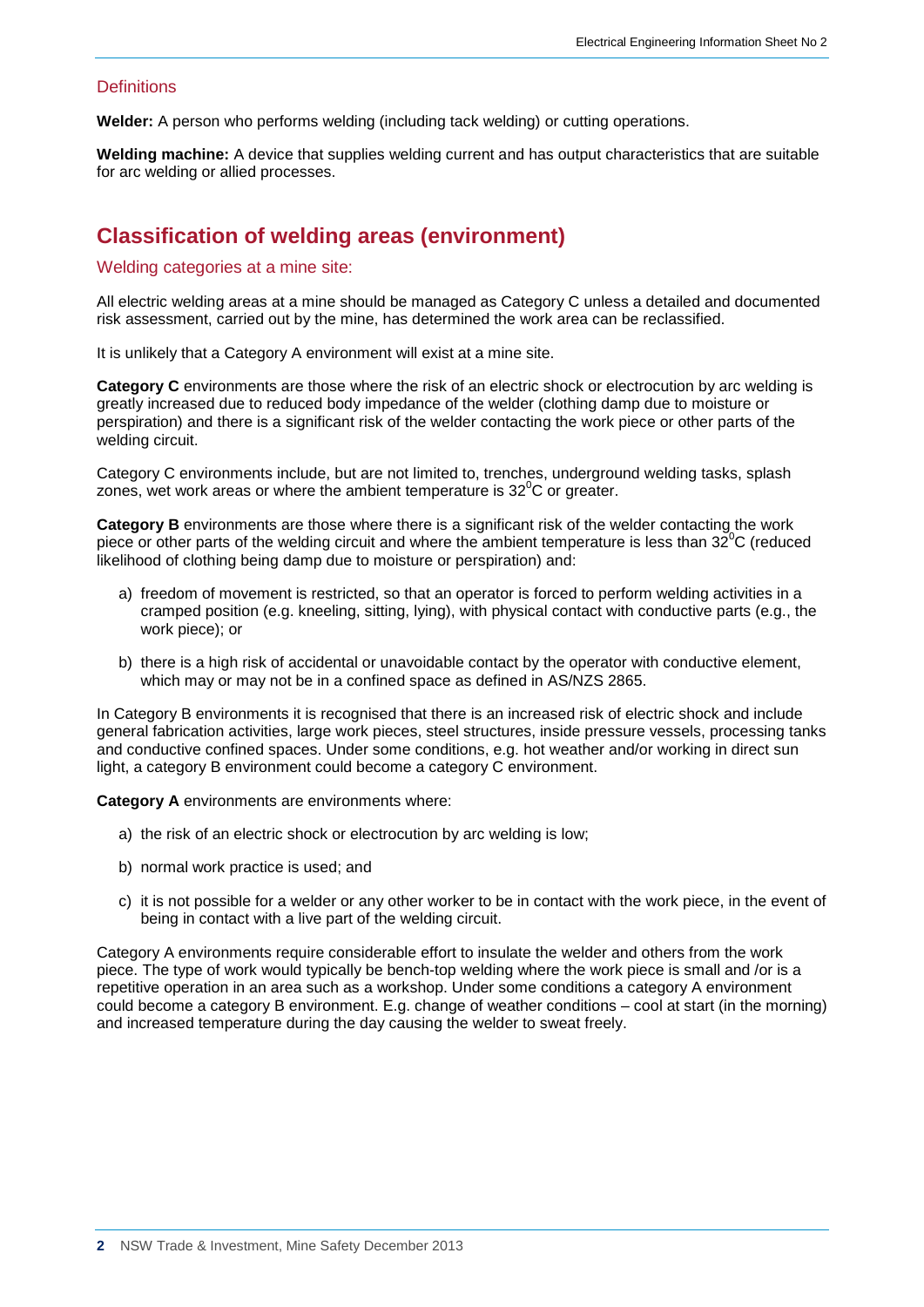### Definitions

**Welder:** A person who performs welding (including tack welding) or cutting operations.

**Welding machine:** A device that supplies welding current and has output characteristics that are suitable for arc welding or allied processes.

## Classification of welding areas (environment)

### Welding categories at a mine site:

All electric welding areas at a mine should be managed as Category C unless a detailed and documented risk assessment, carried out by the mine, has determined the work area can be reclassified.

It is unlikely that a Category A environment will exist at a mine site.

**Category C** environments are those where the risk of an electric shock or electrocution by arc welding is greatly increased due to reduced body impedance of the welder (clothing damp due to moisture or perspiration) and there is a significant risk of the welder contacting the work piece or other parts of the welding circuit.

Category C environments include, but are not limited to, trenches, underground welding tasks, splash zones, wet work areas or where the ambient temperature is $32^0$C or greater.

**Category B** environments are those where there is a significant risk of the welder contacting the work piece or other parts of the welding circuit and where the ambient temperature is less than $32^0$C (reduced likelihood of clothing being damp due to moisture or perspiration) and:

a) freedom of movement is restricted, so that an operator is forced to perform welding activities in a cramped position (e.g. kneeling, sitting, lying), with physical contact with conductive parts (e.g., the work piece); or

b) there is a high risk of accidental or unavoidable contact by the operator with conductive element, which may or may not be in a confined space as defined in AS/NZS 2865.

In Category B environments it is recognised that there is an increased risk of electric shock and include general fabrication activities, large work pieces, steel structures, inside pressure vessels, processing tanks and conductive confined spaces. Under some conditions, e.g. hot weather and/or working in direct sun light, a category B environment could become a category C environment.

**Category A** environments are environments where:

a) the risk of an electric shock or electrocution by arc welding is low;

b) normal work practice is used; and

c) it is not possible for a welder or any other worker to be in contact with the work piece, in the event of being in contact with a live part of the welding circuit.

Category A environments require considerable effort to insulate the welder and others from the work piece. The type of work would typically be bench-top welding where the work piece is small and /or is a repetitive operation in an area such as a workshop. Under some conditions a category A environment could become a category B environment. E.g. change of weather conditions – cool at start (in the morning) and increased temperature during the day causing the welder to sweat freely.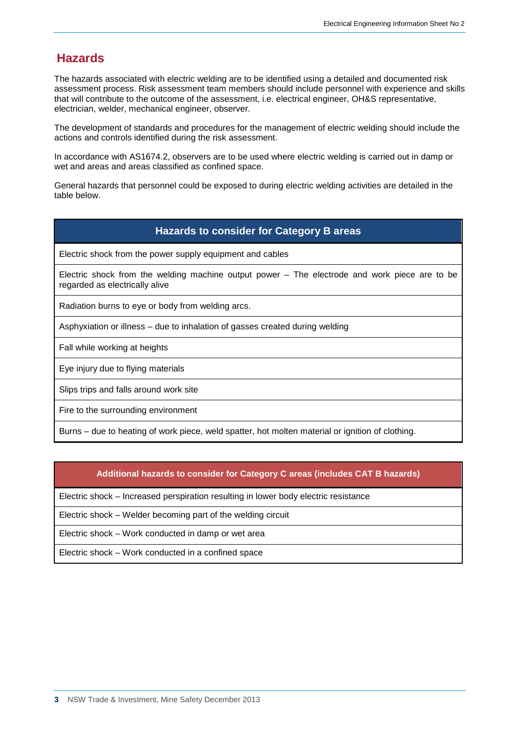## Hazards

The hazards associated with electric welding are to be identified using a detailed and documented risk assessment process. Risk assessment team members should include personnel with experience and skills that will contribute to the outcome of the assessment, i.e. electrical engineer, OH&S representative, electrician, welder, mechanical engineer, observer.

The development of standards and procedures for the management of electric welding should include the actions and controls identified during the risk assessment.

In accordance with AS1674.2, observers are to be used where electric welding is carried out in damp or wet and areas and areas classified as confined space.

General hazards that personnel could be exposed to during electric welding activities are detailed in the table below.

| Hazards to consider for Category B areas |
|---|
| Electric shock from the power supply equipment and cables |
| Electric shock from the welding machine output power – The electrode and work piece are to be regarded as electrically alive |
| Radiation burns to eye or body from welding arcs. |
| Asphyxiation or illness – due to inhalation of gasses created during welding |
| Fall while working at heights |
| Eye injury due to flying materials |
| Slips trips and falls around work site |
| Fire to the surrounding environment |
| Burns – due to heating of work piece, weld spatter, hot molten material or ignition of clothing. |

| Additional hazards to consider for Category C areas (includes CAT B hazards) |
|---|
| Electric shock – Increased perspiration resulting in lower body electric resistance |
| Electric shock – Welder becoming part of the welding circuit |
| Electric shock – Work conducted in damp or wet area |
| Electric shock – Work conducted in a confined space |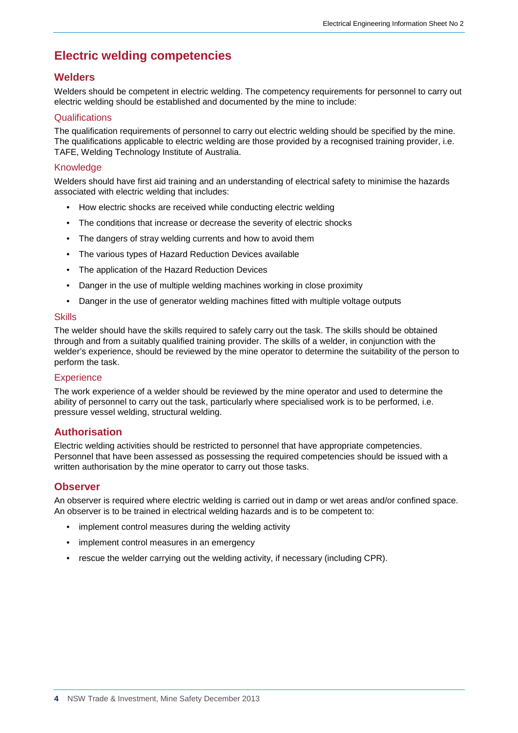## Electric welding competencies

### Welders

Welders should be competent in electric welding. The competency requirements for personnel to carry out electric welding should be established and documented by the mine to include:

#### Qualifications

The qualification requirements of personnel to carry out electric welding should be specified by the mine. The qualifications applicable to electric welding are those provided by a recognised training provider, i.e. TAFE, Welding Technology Institute of Australia.

#### Knowledge

Welders should have first aid training and an understanding of electrical safety to minimise the hazards associated with electric welding that includes:

- How electric shocks are received while conducting electric welding
- The conditions that increase or decrease the severity of electric shocks
- The dangers of stray welding currents and how to avoid them
- The various types of Hazard Reduction Devices available
- The application of the Hazard Reduction Devices
- Danger in the use of multiple welding machines working in close proximity
- Danger in the use of generator welding machines fitted with multiple voltage outputs

#### Skills

The welder should have the skills required to safely carry out the task. The skills should be obtained through and from a suitably qualified training provider. The skills of a welder, in conjunction with the welder's experience, should be reviewed by the mine operator to determine the suitability of the person to perform the task.

#### Experience

The work experience of a welder should be reviewed by the mine operator and used to determine the ability of personnel to carry out the task, particularly where specialised work is to be performed, i.e. pressure vessel welding, structural welding.

### Authorisation

Electric welding activities should be restricted to personnel that have appropriate competencies. Personnel that have been assessed as possessing the required competencies should be issued with a written authorisation by the mine operator to carry out those tasks.

### Observer

An observer is required where electric welding is carried out in damp or wet areas and/or confined space. An observer is to be trained in electrical welding hazards and is to be competent to:

- implement control measures during the welding activity
- implement control measures in an emergency
- rescue the welder carrying out the welding activity, if necessary (including CPR).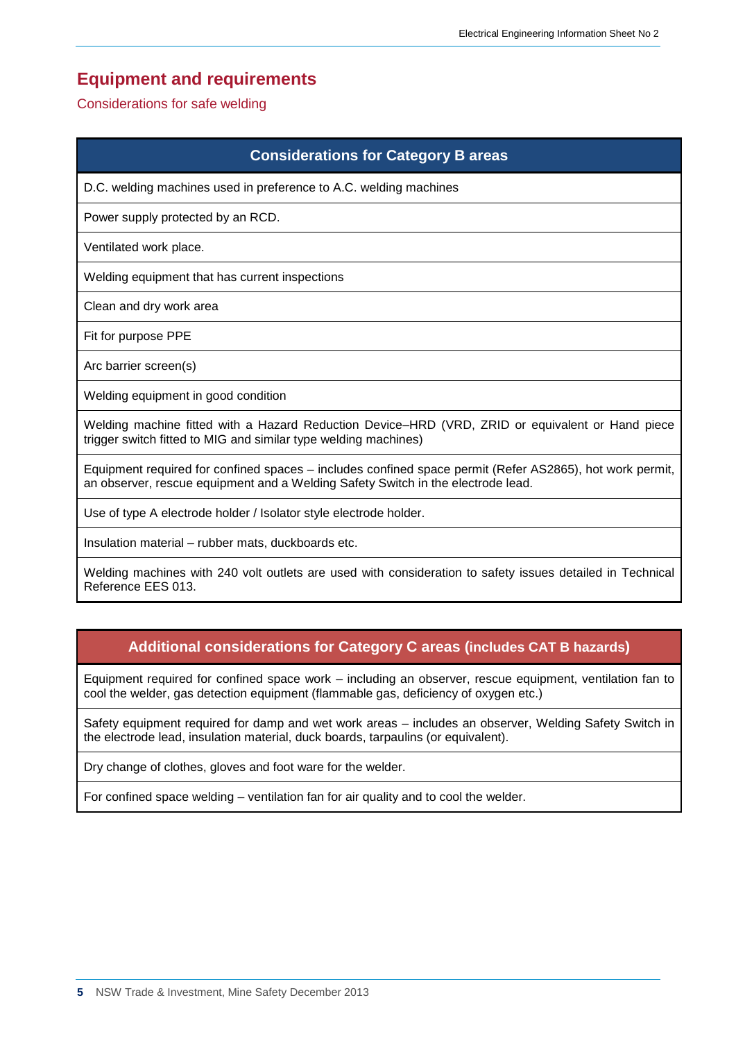## Equipment and requirements

Considerations for safe welding

| Considerations for Category B areas |
| --- |
| D.C. welding machines used in preference to A.C. welding machines |
| Power supply protected by an RCD. |
| Ventilated work place. |
| Welding equipment that has current inspections |
| Clean and dry work area |
| Fit for purpose PPE |
| Arc barrier screen(s) |
| Welding equipment in good condition |
| Welding machine fitted with a Hazard Reduction Device–HRD (VRD, ZRID or equivalent or Hand piece trigger switch fitted to MIG and similar type welding machines) |
| Equipment required for confined spaces – includes confined space permit (Refer AS2865), hot work permit, an observer, rescue equipment and a Welding Safety Switch in the electrode lead. |
| Use of type A electrode holder / Isolator style electrode holder. |
| Insulation material – rubber mats, duckboards etc. |
| Welding machines with 240 volt outlets are used with consideration to safety issues detailed in Technical Reference EES 013. |

| Additional considerations for Category C areas (includes CAT B hazards) |
| --- |
| Equipment required for confined space work – including an observer, rescue equipment, ventilation fan to cool the welder, gas detection equipment (flammable gas, deficiency of oxygen etc.) |
| Safety equipment required for damp and wet work areas – includes an observer, Welding Safety Switch in the electrode lead, insulation material, duck boards, tarpaulins (or equivalent). |
| Dry change of clothes, gloves and foot ware for the welder. |
| For confined space welding – ventilation fan for air quality and to cool the welder. |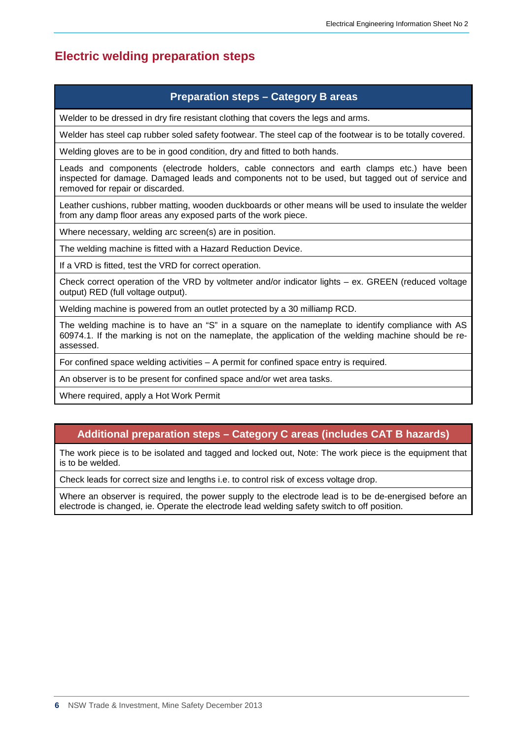## Electric welding preparation steps

| Preparation steps – Category B areas |
|---|
| Welder to be dressed in dry fire resistant clothing that covers the legs and arms. |
| Welder has steel cap rubber soled safety footwear. The steel cap of the footwear is to be totally covered. |
| Welding gloves are to be in good condition, dry and fitted to both hands. |
| Leads and components (electrode holders, cable connectors and earth clamps etc.) have been inspected for damage. Damaged leads and components not to be used, but tagged out of service and removed for repair or discarded. |
| Leather cushions, rubber matting, wooden duckboards or other means will be used to insulate the welder from any damp floor areas any exposed parts of the work piece. |
| Where necessary, welding arc screen(s) are in position. |
| The welding machine is fitted with a Hazard Reduction Device. |
| If a VRD is fitted, test the VRD for correct operation. |
| Check correct operation of the VRD by voltmeter and/or indicator lights – ex. GREEN (reduced voltage output) RED (full voltage output). |
| Welding machine is powered from an outlet protected by a 30 milliamp RCD. |
| The welding machine is to have an “S” in a square on the nameplate to identify compliance with AS 60974.1. If the marking is not on the nameplate, the application of the welding machine should be re-assessed. |
| For confined space welding activities – A permit for confined space entry is required. |
| An observer is to be present for confined space and/or wet area tasks. |
| Where required, apply a Hot Work Permit |

| Additional preparation steps – Category C areas (includes CAT B hazards) |
|---|
| The work piece is to be isolated and tagged and locked out, Note: The work piece is the equipment that is to be welded. |
| Check leads for correct size and lengths i.e. to control risk of excess voltage drop. |
| Where an observer is required, the power supply to the electrode lead is to be de-energised before an electrode is changed, ie. Operate the electrode lead welding safety switch to off position. |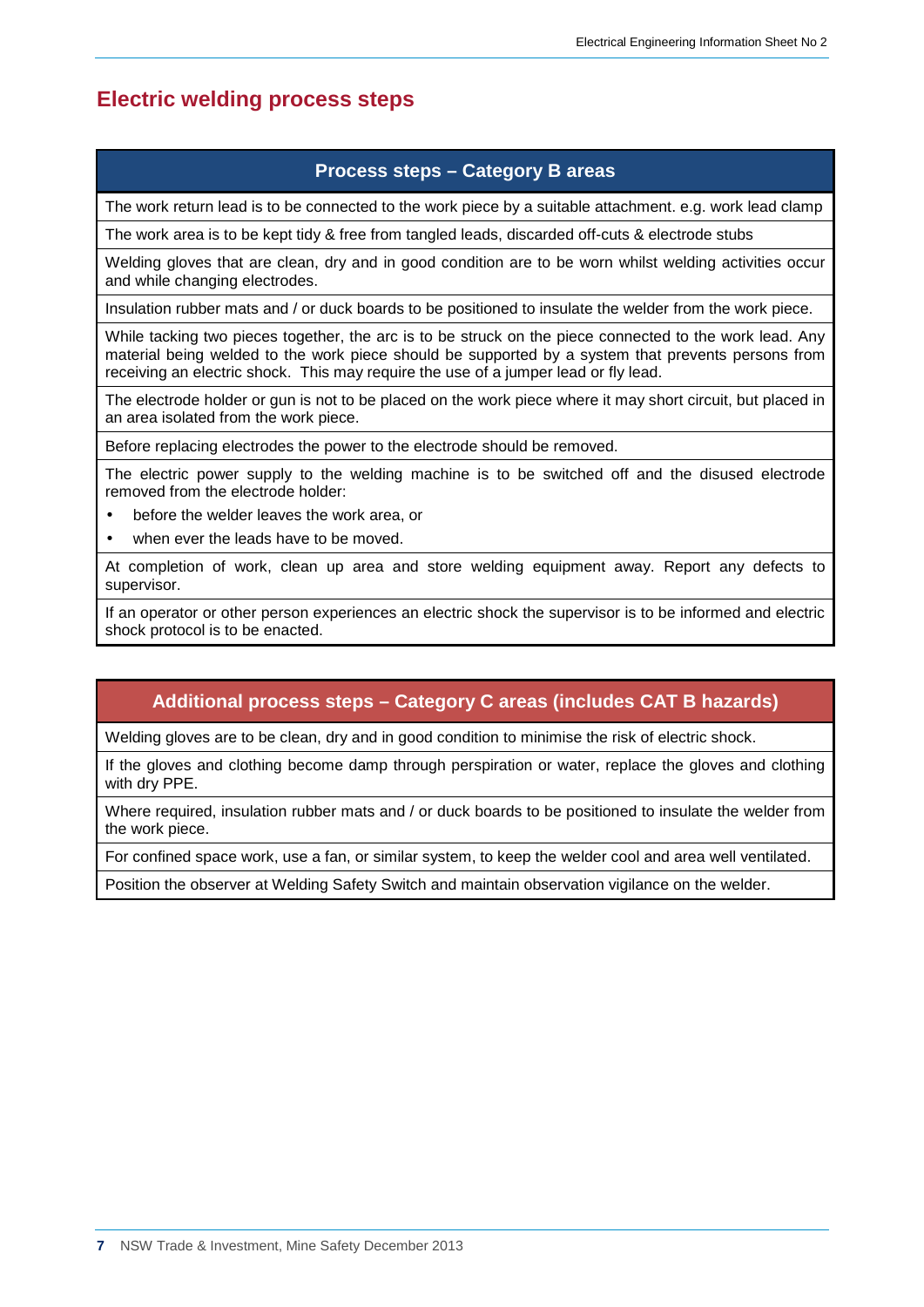## Electric welding process steps

| Process steps – Category B areas |
|---|
| The work return lead is to be connected to the work piece by a suitable attachment. e.g. work lead clamp |
| The work area is to be kept tidy & free from tangled leads, discarded off-cuts & electrode stubs |
| Welding gloves that are clean, dry and in good condition are to be worn whilst welding activities occur and while changing electrodes. |
| Insulation rubber mats and / or duck boards to be positioned to insulate the welder from the work piece. |
| While tacking two pieces together, the arc is to be struck on the piece connected to the work lead. Any material being welded to the work piece should be supported by a system that prevents persons from receiving an electric shock. This may require the use of a jumper lead or fly lead. |
| The electrode holder or gun is not to be placed on the work piece where it may short circuit, but placed in an area isolated from the work piece. |
| Before replacing electrodes the power to the electrode should be removed. |
| The electric power supply to the welding machine is to be switched off and the disused electrode removed from the electrode holder:<br>• before the welder leaves the work area, or<br>• when ever the leads have to be moved. |
| At completion of work, clean up area and store welding equipment away. Report any defects to supervisor. |
| If an operator or other person experiences an electric shock the supervisor is to be informed and electric shock protocol is to be enacted. |

| Additional process steps – Category C areas (includes CAT B hazards) |
|---|
| Welding gloves are to be clean, dry and in good condition to minimise the risk of electric shock. |
| If the gloves and clothing become damp through perspiration or water, replace the gloves and clothing with dry PPE. |
| Where required, insulation rubber mats and / or duck boards to be positioned to insulate the welder from the work piece. |
| For confined space work, use a fan, or similar system, to keep the welder cool and area well ventilated. |
| Position the observer at Welding Safety Switch and maintain observation vigilance on the welder. |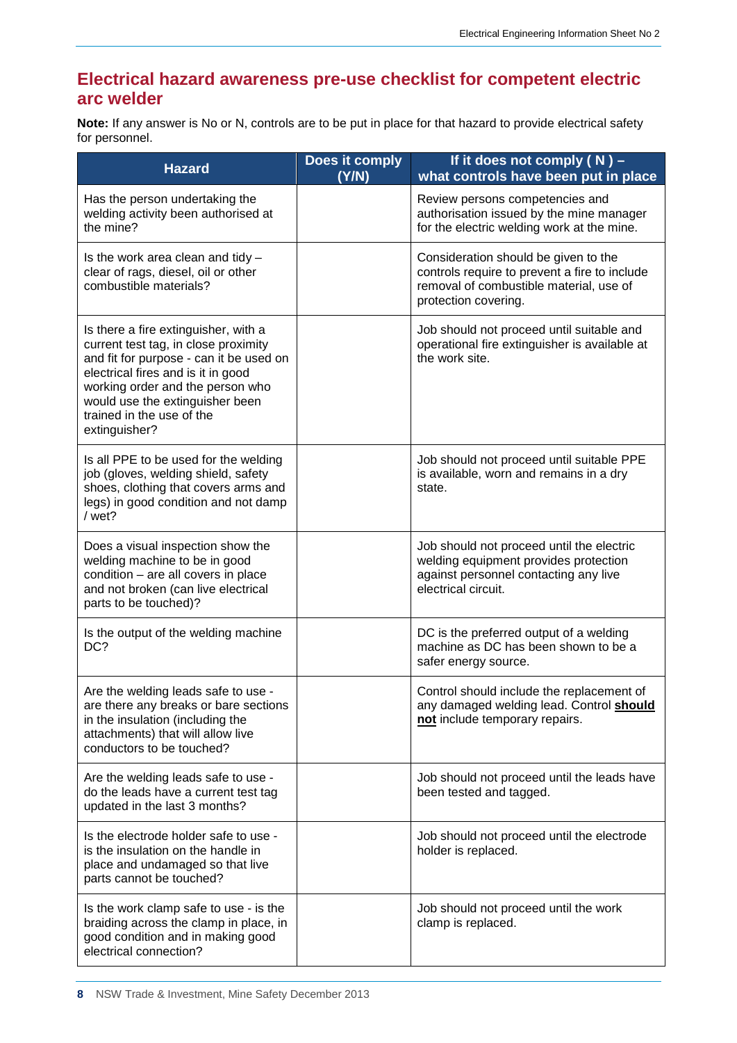## Electrical hazard awareness pre-use checklist for competent electric arc welder

**Note:** If any answer is No or N, controls are to be put in place for that hazard to provide electrical safety for personnel.

| Hazard | Does it comply (Y/N) | If it does not comply ( N ) – what controls have been put in place |
|---|---|---|
| Has the person undertaking the welding activity been authorised at the mine? | | Review persons competencies and authorisation issued by the mine manager for the electric welding work at the mine. |
| Is the work area clean and tidy – clear of rags, diesel, oil or other combustible materials? | | Consideration should be given to the controls require to prevent a fire to include removal of combustible material, use of protection covering. |
| Is there a fire extinguisher, with a current test tag, in close proximity and fit for purpose - can it be used on electrical fires and is it in good working order and the person who would use the extinguisher been trained in the use of the extinguisher? | | Job should not proceed until suitable and operational fire extinguisher is available at the work site. |
| Is all PPE to be used for the welding job (gloves, welding shield, safety shoes, clothing that covers arms and legs) in good condition and not damp / wet? | | Job should not proceed until suitable PPE is available, worn and remains in a dry state. |
| Does a visual inspection show the welding machine to be in good condition – are all covers in place and not broken (can live electrical parts to be touched)? | | Job should not proceed until the electric welding equipment provides protection against personnel contacting any live electrical circuit. |
| Is the output of the welding machine DC? | | DC is the preferred output of a welding machine as DC has been shown to be a safer energy source. |
| Are the welding leads safe to use - are there any breaks or bare sections in the insulation (including the attachments) that will allow live conductors to be touched? | | Control should include the replacement of any damaged welding lead. Control **should not** include temporary repairs. |
| Are the welding leads safe to use - do the leads have a current test tag updated in the last 3 months? | | Job should not proceed until the leads have been tested and tagged. |
| Is the electrode holder safe to use - is the insulation on the handle in place and undamaged so that live parts cannot be touched? | | Job should not proceed until the electrode holder is replaced. |
| Is the work clamp safe to use - is the braiding across the clamp in place, in good condition and in making good electrical connection? | | Job should not proceed until the work clamp is replaced. |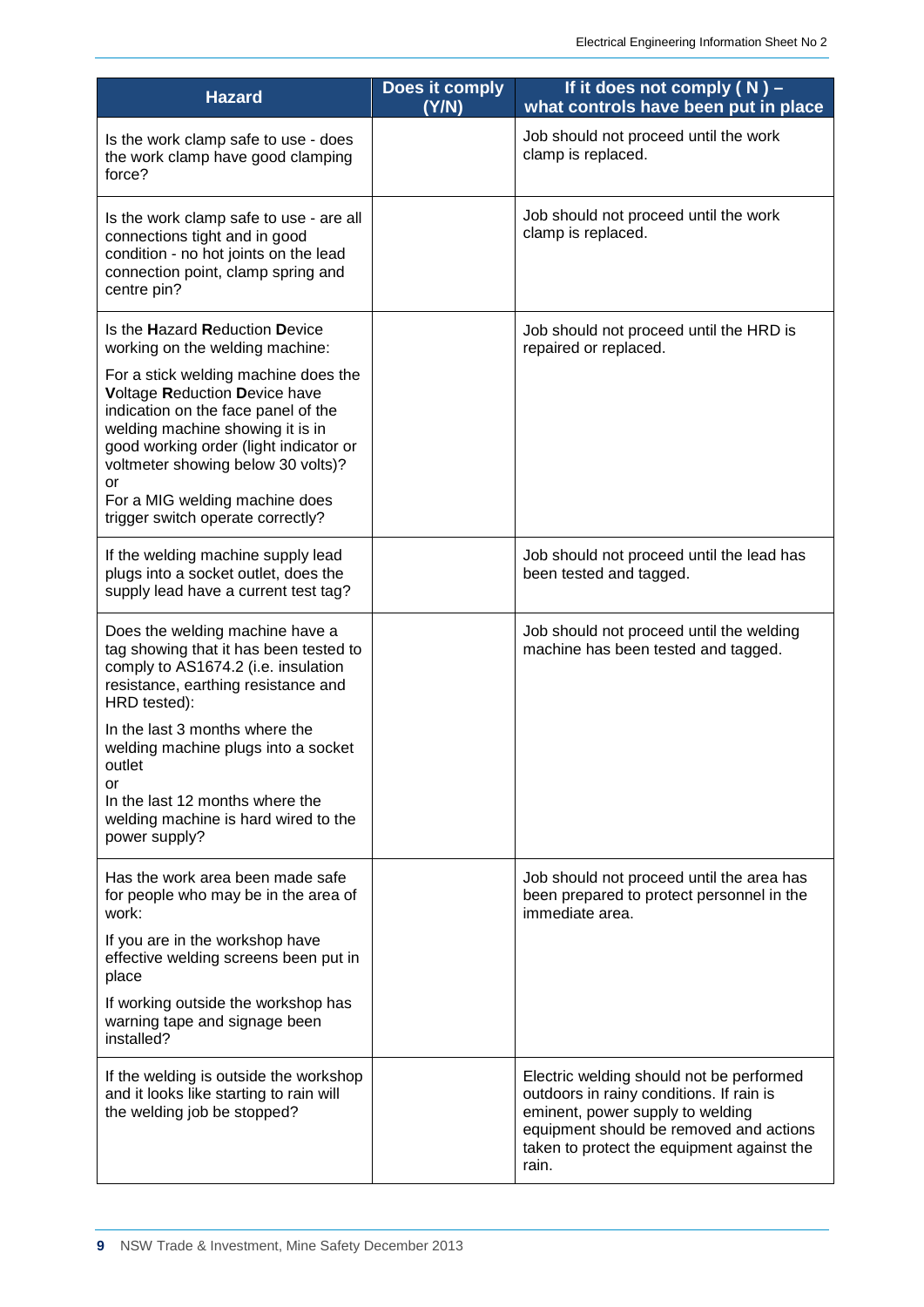| Hazard | Does it comply (Y/N) | If it does not comply ( N ) – what controls have been put in place |
|---|---|---|
| Is the work clamp safe to use - does the work clamp have good clamping force? | | Job should not proceed until the work clamp is replaced. |
| Is the work clamp safe to use - are all connections tight and in good condition - no hot joints on the lead connection point, clamp spring and centre pin? | | Job should not proceed until the work clamp is replaced. |
| Is the **H**azard **R**eduction **D**evice working on the welding machine:<br><br>For a stick welding machine does the **V**oltage **R**eduction **D**evice have indication on the face panel of the welding machine showing it is in good working order (light indicator or voltmeter showing below 30 volts)?<br>or<br>For a MIG welding machine does trigger switch operate correctly? | | Job should not proceed until the HRD is repaired or replaced. |
| If the welding machine supply lead plugs into a socket outlet, does the supply lead have a current test tag? | | Job should not proceed until the lead has been tested and tagged. |
| Does the welding machine have a tag showing that it has been tested to comply to AS1674.2 (i.e. insulation resistance, earthing resistance and HRD tested):<br><br>In the last 3 months where the welding machine plugs into a socket outlet<br>or<br>In the last 12 months where the welding machine is hard wired to the power supply? | | Job should not proceed until the welding machine has been tested and tagged. |
| Has the work area been made safe for people who may be in the area of work:<br><br>If you are in the workshop have effective welding screens been put in place<br><br>If working outside the workshop has warning tape and signage been installed? | | Job should not proceed until the area has been prepared to protect personnel in the immediate area. |
| If the welding is outside the workshop and it looks like starting to rain will the welding job be stopped? | | Electric welding should not be performed outdoors in rainy conditions. If rain is eminent, power supply to welding equipment should be removed and actions taken to protect the equipment against the rain. |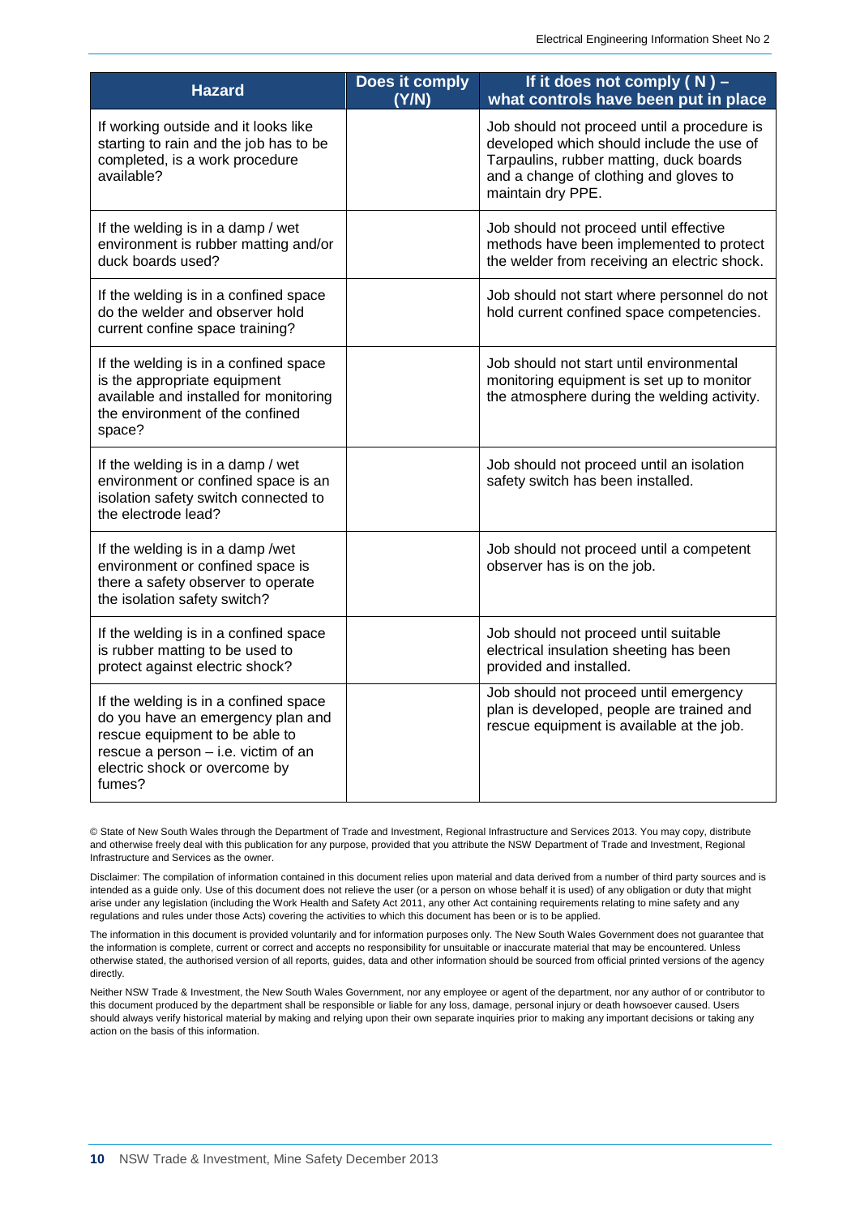| Hazard | Does it comply (Y/N) | If it does not comply ( N ) – what controls have been put in place |
|---|---|---|
| If working outside and it looks like starting to rain and the job has to be completed, is a work procedure available? | | Job should not proceed until a procedure is developed which should include the use of Tarpaulins, rubber matting, duck boards and a change of clothing and gloves to maintain dry PPE. |
| If the welding is in a damp / wet environment is rubber matting and/or duck boards used? | | Job should not proceed until effective methods have been implemented to protect the welder from receiving an electric shock. |
| If the welding is in a confined space do the welder and observer hold current confine space training? | | Job should not start where personnel do not hold current confined space competencies. |
| If the welding is in a confined space is the appropriate equipment available and installed for monitoring the environment of the confined space? | | Job should not start until environmental monitoring equipment is set up to monitor the atmosphere during the welding activity. |
| If the welding is in a damp / wet environment or confined space is an isolation safety switch connected to the electrode lead? | | Job should not proceed until an isolation safety switch has been installed. |
| If the welding is in a damp /wet environment or confined space is there a safety observer to operate the isolation safety switch? | | Job should not proceed until a competent observer has is on the job. |
| If the welding is in a confined space is rubber matting to be used to protect against electric shock? | | Job should not proceed until suitable electrical insulation sheeting has been provided and installed. |
| If the welding is in a confined space do you have an emergency plan and rescue equipment to be able to rescue a person – i.e. victim of an electric shock or overcome by fumes? | | Job should not proceed until emergency plan is developed, people are trained and rescue equipment is available at the job. |

© State of New South Wales through the Department of Trade and Investment, Regional Infrastructure and Services 2013. You may copy, distribute and otherwise freely deal with this publication for any purpose, provided that you attribute the NSW Department of Trade and Investment, Regional Infrastructure and Services as the owner.

Disclaimer: The compilation of information contained in this document relies upon material and data derived from a number of third party sources and is intended as a guide only. Use of this document does not relieve the user (or a person on whose behalf it is used) of any obligation or duty that might arise under any legislation (including the Work Health and Safety Act 2011, any other Act containing requirements relating to mine safety and any regulations and rules under those Acts) covering the activities to which this document has been or is to be applied.

The information in this document is provided voluntarily and for information purposes only. The New South Wales Government does not guarantee that the information is complete, current or correct and accepts no responsibility for unsuitable or inaccurate material that may be encountered. Unless otherwise stated, the authorised version of all reports, guides, data and other information should be sourced from official printed versions of the agency directly.

Neither NSW Trade & Investment, the New South Wales Government, nor any employee or agent of the department, nor any author of or contributor to this document produced by the department shall be responsible or liable for any loss, damage, personal injury or death howsoever caused. Users should always verify historical material by making and relying upon their own separate inquiries prior to making any important decisions or taking any action on the basis of this information.